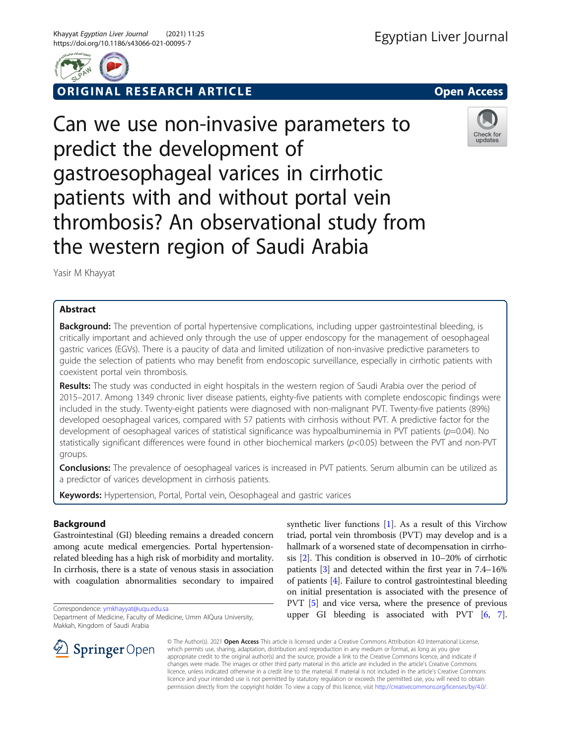ORIGINAL RESEARCH ARTICLE

Open Access

# Can we use non-invasive parameters to predict the development of gastroesophageal varices in cirrhotic patients with and without portal vein thrombosis? An observational study from the western region of Saudi Arabia

Yasir M Khayyat

## Abstract

**Background:** The prevention of portal hypertensive complications, including upper gastrointestinal bleeding, is critically important and achieved only through the use of upper endoscopy for the management of oesophageal gastric varices (EGVs). There is a paucity of data and limited utilization of non-invasive predictive parameters to guide the selection of patients who may benefit from endoscopic surveillance, especially in cirrhotic patients with coexistent portal vein thrombosis.

**Results:** The study was conducted in eight hospitals in the western region of Saudi Arabia over the period of 2015–2017. Among 1349 chronic liver disease patients, eighty-five patients with complete endoscopic findings were included in the study. Twenty-eight patients were diagnosed with non-malignant PVT. Twenty-five patients (89%) developed oesophageal varices, compared with 57 patients with cirrhosis without PVT. A predictive factor for the development of oesophageal varices of statistical significance was hypoalbuminemia in PVT patients ($p$=0.04). No statistically significant differences were found in other biochemical markers ($p$<0.05) between the PVT and non-PVT groups.

**Conclusions:** The prevalence of oesophageal varices is increased in PVT patients. Serum albumin can be utilized as a predictor of varices development in cirrhosis patients.

**Keywords:** Hypertension, Portal, Portal vein, Oesophageal and gastric varices

## Background

Gastrointestinal (GI) bleeding remains a dreaded concern among acute medical emergencies. Portal hypertension-related bleeding has a high risk of morbidity and mortality. In cirrhosis, there is a state of venous stasis in association with coagulation abnormalities secondary to impaired synthetic liver functions [1]. As a result of this Virchow triad, portal vein thrombosis (PVT) may develop and is a hallmark of a worsened state of decompensation in cirrhosis [2]. This condition is observed in 10–20% of cirrhotic patients [3] and detected within the first year in 7.4–16% of patients [4]. Failure to control gastrointestinal bleeding on initial presentation is associated with the presence of PVT [5] and vice versa, where the presence of previous upper GI bleeding is associated with PVT [6, 7].

Correspondence: ymkhayyat@uqu.edu.sa
Department of Medicine, Faculty of Medicine, Umm AlQura University, Makkah, Kingdom of Saudi Arabia

© The Author(s). 2021 **Open Access** This article is licensed under a Creative Commons Attribution 4.0 International License, which permits use, sharing, adaptation, distribution and reproduction in any medium or format, as long as you give appropriate credit to the original author(s) and the source, provide a link to the Creative Commons licence, and indicate if changes were made. The images or other third party material in this article are included in the article's Creative Commons licence, unless indicated otherwise in a credit line to the material. If material is not included in the article's Creative Commons licence and your intended use is not permitted by statutory regulation or exceeds the permitted use, you will need to obtain permission directly from the copyright holder. To view a copy of this licence, visit http://creativecommons.org/licenses/by/4.0/.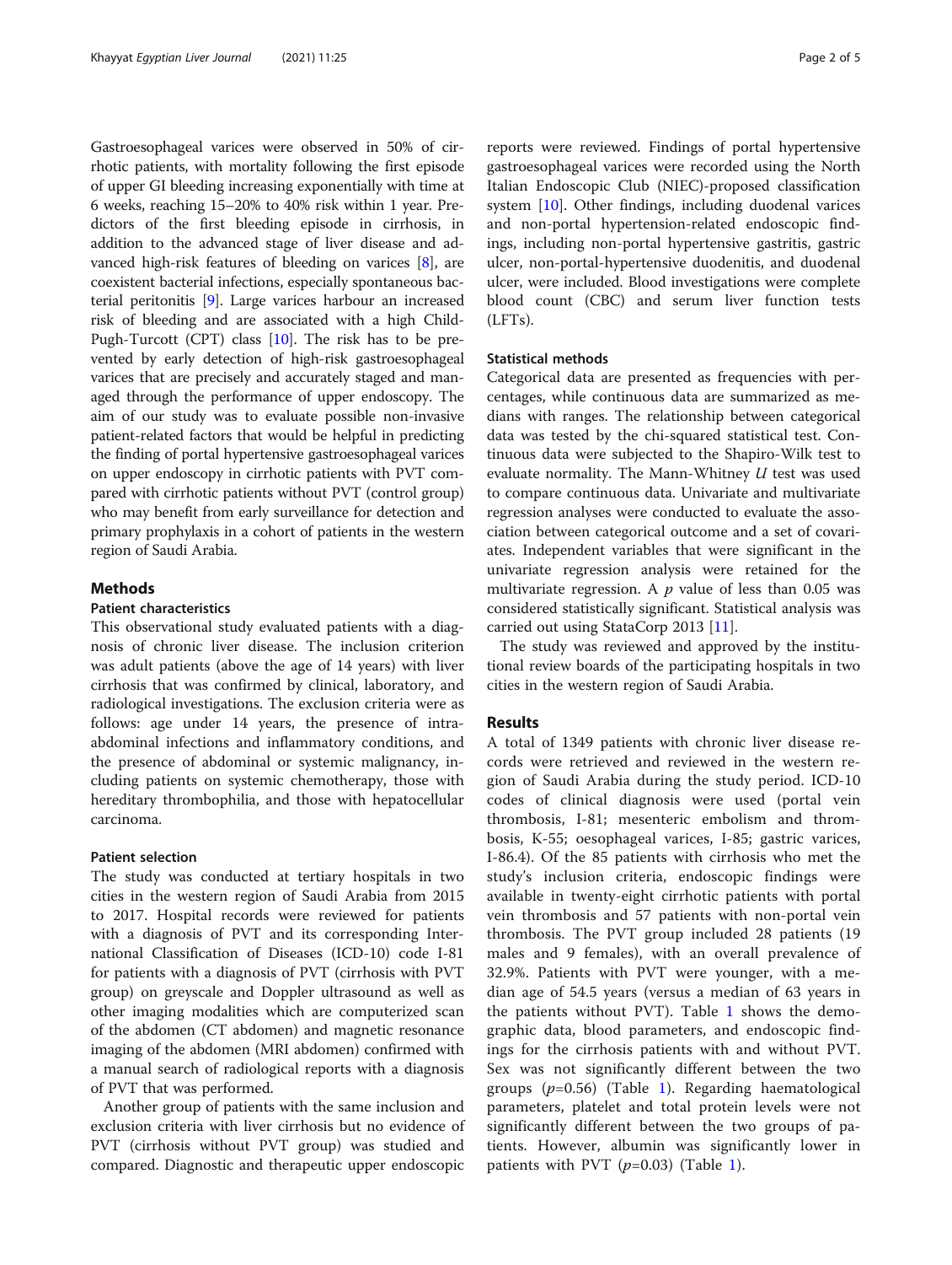Gastroesophageal varices were observed in 50% of cirrhotic patients, with mortality following the first episode of upper GI bleeding increasing exponentially with time at 6 weeks, reaching 15–20% to 40% risk within 1 year. Predictors of the first bleeding episode in cirrhosis, in addition to the advanced stage of liver disease and advanced high-risk features of bleeding on varices [8], are coexistent bacterial infections, especially spontaneous bacterial peritonitis [9]. Large varices harbour an increased risk of bleeding and are associated with a high Child-Pugh-Turcott (CPT) class [10]. The risk has to be prevented by early detection of high-risk gastroesophageal varices that are precisely and accurately staged and managed through the performance of upper endoscopy. The aim of our study was to evaluate possible non-invasive patient-related factors that would be helpful in predicting the finding of portal hypertensive gastroesophageal varices on upper endoscopy in cirrhotic patients with PVT compared with cirrhotic patients without PVT (control group) who may benefit from early surveillance for detection and primary prophylaxis in a cohort of patients in the western region of Saudi Arabia.

## Methods

### Patient characteristics

This observational study evaluated patients with a diagnosis of chronic liver disease. The inclusion criterion was adult patients (above the age of 14 years) with liver cirrhosis that was confirmed by clinical, laboratory, and radiological investigations. The exclusion criteria were as follows: age under 14 years, the presence of intra-abdominal infections and inflammatory conditions, and the presence of abdominal or systemic malignancy, including patients on systemic chemotherapy, those with hereditary thrombophilia, and those with hepatocellular carcinoma.

### Patient selection

The study was conducted at tertiary hospitals in two cities in the western region of Saudi Arabia from 2015 to 2017. Hospital records were reviewed for patients with a diagnosis of PVT and its corresponding International Classification of Diseases (ICD-10) code I-81 for patients with a diagnosis of PVT (cirrhosis with PVT group) on greyscale and Doppler ultrasound as well as other imaging modalities which are computerized scan of the abdomen (CT abdomen) and magnetic resonance imaging of the abdomen (MRI abdomen) confirmed with a manual search of radiological reports with a diagnosis of PVT that was performed.

Another group of patients with the same inclusion and exclusion criteria with liver cirrhosis but no evidence of PVT (cirrhosis without PVT group) was studied and compared. Diagnostic and therapeutic upper endoscopic reports were reviewed. Findings of portal hypertensive gastroesophageal varices were recorded using the North Italian Endoscopic Club (NIEC)-proposed classification system [10]. Other findings, including duodenal varices and non-portal hypertension-related endoscopic findings, including non-portal hypertensive gastritis, gastric ulcer, non-portal-hypertensive duodenitis, and duodenal ulcer, were included. Blood investigations were complete blood count (CBC) and serum liver function tests (LFTs).

### Statistical methods

Categorical data are presented as frequencies with percentages, while continuous data are summarized as medians with ranges. The relationship between categorical data was tested by the chi-squared statistical test. Continuous data were subjected to the Shapiro-Wilk test to evaluate normality. The Mann-Whitney $U$ test was used to compare continuous data. Univariate and multivariate regression analyses were conducted to evaluate the association between categorical outcome and a set of covariates. Independent variables that were significant in the univariate regression analysis were retained for the multivariate regression. A $p$ value of less than 0.05 was considered statistically significant. Statistical analysis was carried out using StataCorp 2013 [11].

The study was reviewed and approved by the institutional review boards of the participating hospitals in two cities in the western region of Saudi Arabia.

## Results

A total of 1349 patients with chronic liver disease records were retrieved and reviewed in the western region of Saudi Arabia during the study period. ICD-10 codes of clinical diagnosis were used (portal vein thrombosis, I-81; mesenteric embolism and thrombosis, K-55; oesophageal varices, I-85; gastric varices, I-86.4). Of the 85 patients with cirrhosis who met the study's inclusion criteria, endoscopic findings were available in twenty-eight cirrhotic patients with portal vein thrombosis and 57 patients with non-portal vein thrombosis. The PVT group included 28 patients (19 males and 9 females), with an overall prevalence of 32.9%. Patients with PVT were younger, with a median age of 54.5 years (versus a median of 63 years in the patients without PVT). Table 1 shows the demographic data, blood parameters, and endoscopic findings for the cirrhosis patients with and without PVT. Sex was not significantly different between the two groups ($p$=0.56) (Table 1). Regarding haematological parameters, platelet and total protein levels were not significantly different between the two groups of patients. However, albumin was significantly lower in patients with PVT ($p$=0.03) (Table 1).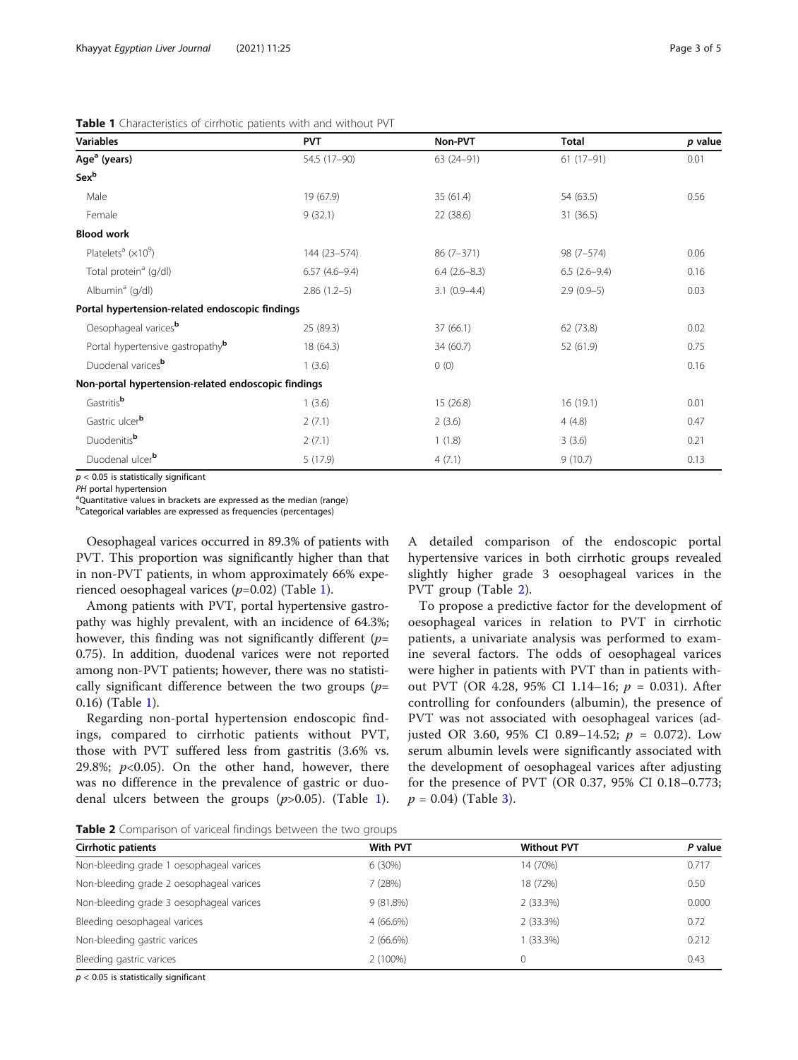**Table 1** Characteristics of cirrhotic patients with and without PVT

| Variables | PVT | Non-PVT | Total | *p* value |
|---|---|---|---|---|
| **Age[a] (years)** | 54.5 (17–90) | 63 (24–91) | 61 (17–91) | 0.01 |
| **Sex[b]** | | | | |
| Male | 19 (67.9) | 35 (61.4) | 54 (63.5) | 0.56 |
| Female | 9 (32.1) | 22 (38.6) | 31 (36.5) | |
| **Blood work** | | | | |
| Platelets[a] ($\times 10^9$) | 144 (23–574) | 86 (7–371) | 98 (7–574) | 0.06 |
| Total protein[a] (g/dl) | 6.57 (4.6–9.4) | 6.4 (2.6–8.3) | 6.5 (2.6–9.4) | 0.16 |
| Albumin[a] (g/dl) | 2.86 (1.2–5) | 3.1 (0.9–4.4) | 2.9 (0.9–5) | 0.03 |
| **Portal hypertension-related endoscopic findings** | | | | |
| Oesophageal varices[b] | 25 (89.3) | 37 (66.1) | 62 (73.8) | 0.02 |
| Portal hypertensive gastropathy[b] | 18 (64.3) | 34 (60.7) | 52 (61.9) | 0.75 |
| Duodenal varices[b] | 1 (3.6) | 0 (0) | | 0.16 |
| **Non-portal hypertension-related endoscopic findings** | | | | |
| Gastritis[b] | 1 (3.6) | 15 (26.8) | 16 (19.1) | 0.01 |
| Gastric ulcer[b] | 2 (7.1) | 2 (3.6) | 4 (4.8) | 0.47 |
| Duodenitis[b] | 2 (7.1) | 1 (1.8) | 3 (3.6) | 0.21 |
| Duodenal ulcer[b] | 5 (17.9) | 4 (7.1) | 9 (10.7) | 0.13 |

$p < 0.05$ is statistically significant
*PH* portal hypertension
[a]Quantitative values in brackets are expressed as the median (range)
[b]Categorical variables are expressed as frequencies (percentages)

Oesophageal varices occurred in 89.3% of patients with PVT. This proportion was significantly higher than that in non-PVT patients, in whom approximately 66% experienced oesophageal varices ($p$=0.02) (Table 1).

Among patients with PVT, portal hypertensive gastropathy was highly prevalent, with an incidence of 64.3%; however, this finding was not significantly different ($p$= 0.75). In addition, duodenal varices were not reported among non-PVT patients; however, there was no statistically significant difference between the two groups ($p$= 0.16) (Table 1).

Regarding non-portal hypertension endoscopic findings, compared to cirrhotic patients without PVT, those with PVT suffered less from gastritis (3.6% vs. 29.8%; $p$<0.05). On the other hand, however, there was no difference in the prevalence of gastric or duodenal ulcers between the groups ($p$>0.05). (Table 1).

A detailed comparison of the endoscopic portal hypertensive varices in both cirrhotic groups revealed slightly higher grade 3 oesophageal varices in the PVT group (Table 2).

To propose a predictive factor for the development of oesophageal varices in relation to PVT in cirrhotic patients, a univariate analysis was performed to examine several factors. The odds of oesophageal varices were higher in patients with PVT than in patients without PVT (OR 4.28, 95% CI 1.14–16; $p$ = 0.031). After controlling for confounders (albumin), the presence of PVT was not associated with oesophageal varices (adjusted OR 3.60, 95% CI 0.89–14.52; $p$ = 0.072). Low serum albumin levels were significantly associated with the development of oesophageal varices after adjusting for the presence of PVT (OR 0.37, 95% CI 0.18–0.773; $p$ = 0.04) (Table 3).

**Table 2** Comparison of variceal findings between the two groups

| Cirrhotic patients | With PVT | Without PVT | P value |
|---|---|---|---|
| Non-bleeding grade 1 oesophageal varices | 6 (30%) | 14 (70%) | 0.717 |
| Non-bleeding grade 2 oesophageal varices | 7 (28%) | 18 (72%) | 0.50 |
| Non-bleeding grade 3 oesophageal varices | 9 (81.8%) | 2 (33.3%) | 0.000 |
| Bleeding oesophageal varices | 4 (66.6%) | 2 (33.3%) | 0.72 |
| Non-bleeding gastric varices | 2 (66.6%) | 1 (33.3%) | 0.212 |
| Bleeding gastric varices | 2 (100%) | 0 | 0.43 |

$p < 0.05$ is statistically significant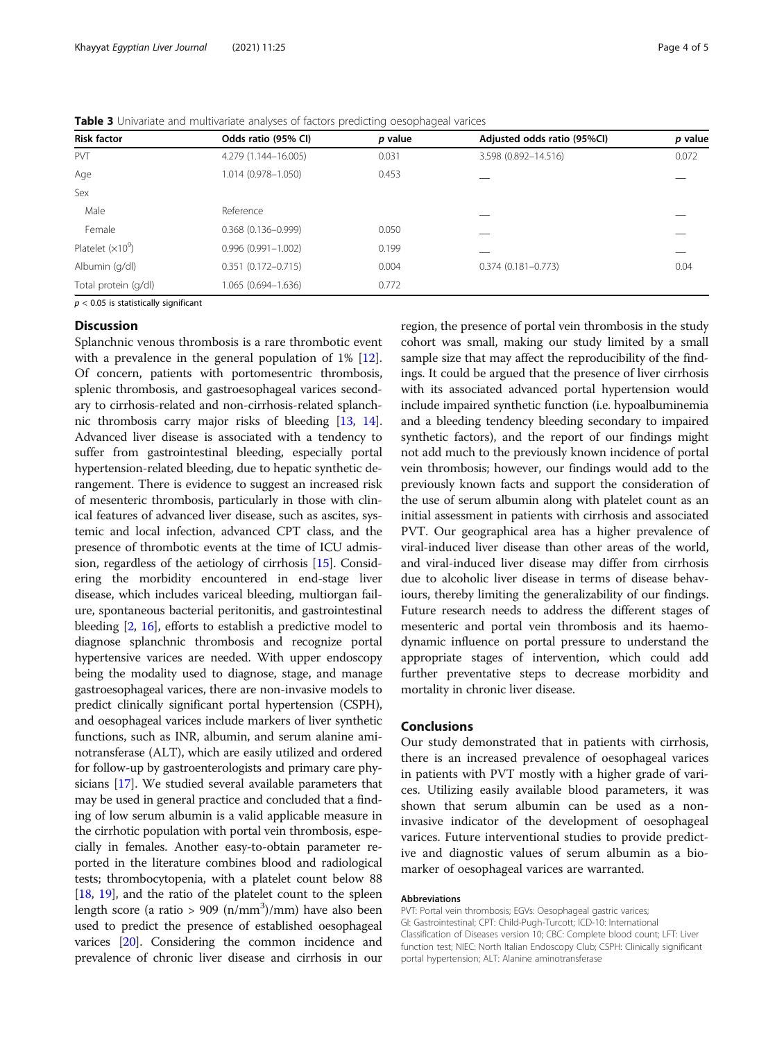**Table 3** Univariate and multivariate analyses of factors predicting oesophageal varices

| Risk factor | Odds ratio (95% CI) | *p* value | Adjusted odds ratio (95%CI) | *p* value |
|---|---|---|---|---|
| PVT | 4.279 (1.144–16.005) | 0.031 | 3.598 (0.892–14.516) | 0.072 |
| Age | 1.014 (0.978–1.050) | 0.453 | — | — |
| Sex | | | | |
| Male | Reference | | — | — |
| Female | 0.368 (0.136–0.999) | 0.050 | — | — |
| Platelet ($\times 10^9$) | 0.996 (0.991–1.002) | 0.199 | — | — |
| Albumin (g/dl) | 0.351 (0.172–0.715) | 0.004 | 0.374 (0.181–0.773) | 0.04 |
| Total protein (g/dl) | 1.065 (0.694–1.636) | 0.772 | | |

$p < 0.05$ is statistically significant

## Discussion

Splanchnic venous thrombosis is a rare thrombotic event with a prevalence in the general population of 1% [12]. Of concern, patients with portomesentric thrombosis, splenic thrombosis, and gastroesophageal varices secondary to cirrhosis-related and non-cirrhosis-related splanchnic thrombosis carry major risks of bleeding [13, 14]. Advanced liver disease is associated with a tendency to suffer from gastrointestinal bleeding, especially portal hypertension-related bleeding, due to hepatic synthetic derangement. There is evidence to suggest an increased risk of mesenteric thrombosis, particularly in those with clinical features of advanced liver disease, such as ascites, systemic and local infection, advanced CPT class, and the presence of thrombotic events at the time of ICU admission, regardless of the aetiology of cirrhosis [15]. Considering the morbidity encountered in end-stage liver disease, which includes variceal bleeding, multiorgan failure, spontaneous bacterial peritonitis, and gastrointestinal bleeding [2, 16], efforts to establish a predictive model to diagnose splanchnic thrombosis and recognize portal hypertensive varices are needed. With upper endoscopy being the modality used to diagnose, stage, and manage gastroesophageal varices, there are non-invasive models to predict clinically significant portal hypertension (CSPH), and oesophageal varices include markers of liver synthetic functions, such as INR, albumin, and serum alanine aminotransferase (ALT), which are easily utilized and ordered for follow-up by gastroenterologists and primary care physicians [17]. We studied several available parameters that may be used in general practice and concluded that a finding of low serum albumin is a valid applicable measure in the cirrhotic population with portal vein thrombosis, especially in females. Another easy-to-obtain parameter reported in the literature combines blood and radiological tests; thrombocytopenia, with a platelet count below 88 [18, 19], and the ratio of the platelet count to the spleen length score (a ratio > 909 $(n/mm^3)/mm$) have also been used to predict the presence of established oesophageal varices [20]. Considering the common incidence and prevalence of chronic liver disease and cirrhosis in our region, the presence of portal vein thrombosis in the study cohort was small, making our study limited by a small sample size that may affect the reproducibility of the findings. It could be argued that the presence of liver cirrhosis with its associated advanced portal hypertension would include impaired synthetic function (i.e. hypoalbuminemia and a bleeding tendency bleeding secondary to impaired synthetic factors), and the report of our findings might not add much to the previously known incidence of portal vein thrombosis; however, our findings would add to the previously known facts and support the consideration of the use of serum albumin along with platelet count as an initial assessment in patients with cirrhosis and associated PVT. Our geographical area has a higher prevalence of viral-induced liver disease than other areas of the world, and viral-induced liver disease may differ from cirrhosis due to alcoholic liver disease in terms of disease behaviours, thereby limiting the generalizability of our findings. Future research needs to address the different stages of mesenteric and portal vein thrombosis and its haemodynamic influence on portal pressure to understand the appropriate stages of intervention, which could add further preventative steps to decrease morbidity and mortality in chronic liver disease.

## Conclusions

Our study demonstrated that in patients with cirrhosis, there is an increased prevalence of oesophageal varices in patients with PVT mostly with a higher grade of varices. Utilizing easily available blood parameters, it was shown that serum albumin can be used as a non-invasive indicator of the development of oesophageal varices. Future interventional studies to provide predictive and diagnostic values of serum albumin as a biomarker of oesophageal varices are warranted.

#### Abbreviations

PVT: Portal vein thrombosis; EGVs: Oesophageal gastric varices; GI: Gastrointestinal; CPT: Child-Pugh-Turcott; ICD-10: International Classification of Diseases version 10; CBC: Complete blood count; LFT: Liver function test; NIEC: North Italian Endoscopy Club; CSPH: Clinically significant portal hypertension; ALT: Alanine aminotransferase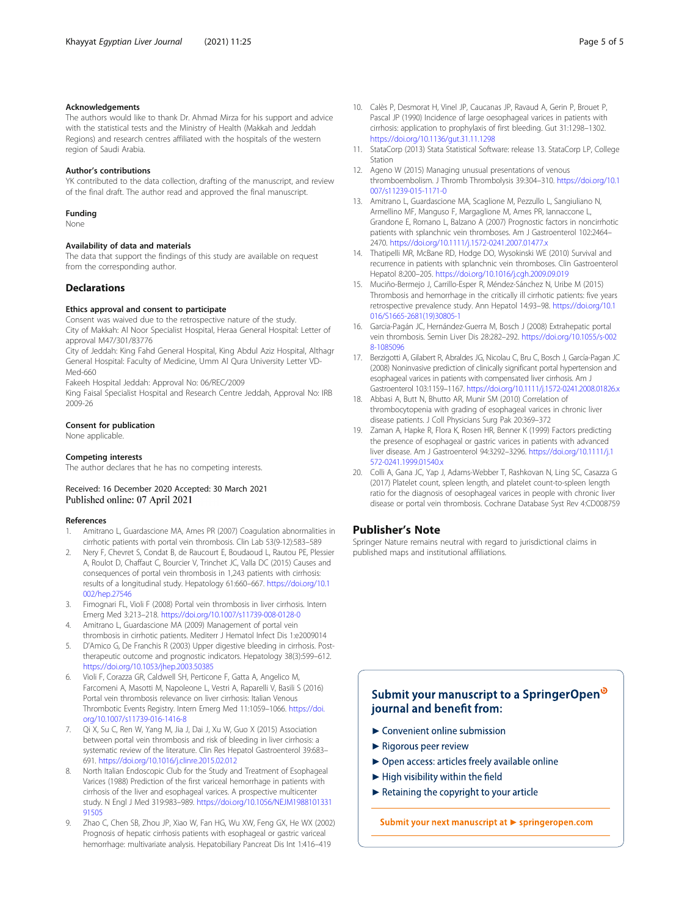#### Acknowledgements

The authors would like to thank Dr. Ahmad Mirza for his support and advice with the statistical tests and the Ministry of Health (Makkah and Jeddah Regions) and research centres affiliated with the hospitals of the western region of Saudi Arabia.

#### Author's contributions

YK contributed to the data collection, drafting of the manuscript, and review of the final draft. The author read and approved the final manuscript.

#### Funding

None

#### Availability of data and materials

The data that support the findings of this study are available on request from the corresponding author.

## Declarations

#### Ethics approval and consent to participate

Consent was waived due to the retrospective nature of the study.
City of Makkah: Al Noor Specialist Hospital, Heraa General Hospital: Letter of approval M47/301/83776
City of Jeddah: King Fahd General Hospital, King Abdul Aziz Hospital, Althagr General Hospital: Faculty of Medicine, Umm Al Qura University Letter VD-Med-660
Fakeeh Hospital Jeddah: Approval No: 06/REC/2009
King Faisal Specialist Hospital and Research Centre Jeddah, Approval No: IRB 2009-26

#### Consent for publication

None applicable.

#### Competing interests

The author declares that he has no competing interests.

Received: 16 December 2020 Accepted: 30 March 2021
Published online: 07 April 2021

#### References

1. Amitrano L, Guardascione MA, Ames PR (2007) Coagulation abnormalities in cirrhotic patients with portal vein thrombosis. Clin Lab 53(9-12):583–589
2. Nery F, Chevret S, Condat B, de Raucourt E, Boudaoud L, Rautou PE, Plessier A, Roulot D, Chaffaut C, Bourcier V, Trinchet JC, Valla DC (2015) Causes and consequences of portal vein thrombosis in 1,243 patients with cirrhosis: results of a longitudinal study. Hepatology 61:660–667. https://doi.org/10.1002/hep.27546
3. Fimognari FL, Violi F (2008) Portal vein thrombosis in liver cirrhosis. Intern Emerg Med 3:213–218. https://doi.org/10.1007/s11739-008-0128-0
4. Amitrano L, Guardascione MA (2009) Management of portal vein thrombosis in cirrhotic patients. Mediterr J Hematol Infect Dis 1:e2009014
5. D'Amico G, De Franchis R (2003) Upper digestive bleeding in cirrhosis. Post-therapeutic outcome and prognostic indicators. Hepatology 38(3):599–612. https://doi.org/10.1053/jhep.2003.50385
6. Violi F, Corazza GR, Caldwell SH, Perticone F, Gatta A, Angelico M, Farcomeni A, Masotti M, Napoleone L, Vestri A, Raparelli V, Basili S (2016) Portal vein thrombosis relevance on liver cirrhosis: Italian Venous Thrombotic Events Registry. Intern Emerg Med 11:1059–1066. https://doi.org/10.1007/s11739-016-1416-8
7. Qi X, Su C, Ren W, Yang M, Jia J, Dai J, Xu W, Guo X (2015) Association between portal vein thrombosis and risk of bleeding in liver cirrhosis: a systematic review of the literature. Clin Res Hepatol Gastroenterol 39:683–691. https://doi.org/10.1016/j.clinre.2015.02.012
8. North Italian Endoscopic Club for the Study and Treatment of Esophageal Varices (1988) Prediction of the first variceal hemorrhage in patients with cirrhosis of the liver and esophageal varices. A prospective multicenter study. N Engl J Med 319:983–989. https://doi.org/10.1056/NEJM198810133191505
9. Zhao C, Chen SB, Zhou JP, Xiao W, Fan HG, Wu XW, Feng GX, He WX (2002) Prognosis of hepatic cirrhosis patients with esophageal or gastric variceal hemorrhage: multivariate analysis. Hepatobiliary Pancreat Dis Int 1:416–419
10. Calès P, Desmorat H, Vinel JP, Caucanas JP, Ravaud A, Gerin P, Brouet P, Pascal JP (1990) Incidence of large oesophageal varices in patients with cirrhosis: application to prophylaxis of first bleeding. Gut 31:1298–1302. https://doi.org/10.1136/gut.31.11.1298
11. StataCorp (2013) Stata Statistical Software: release 13. StataCorp LP, College Station
12. Ageno W (2015) Managing unusual presentations of venous thromboembolism. J Thromb Thrombolysis 39:304–310. https://doi.org/10.1007/s11239-015-1171-0
13. Amitrano L, Guardascione MA, Scaglione M, Pezzullo L, Sangiuliano N, Armellino MF, Manguso F, Margaglione M, Ames PR, Iannaccone L, Grandone E, Romano L, Balzano A (2007) Prognostic factors in noncirrhotic patients with splanchnic vein thromboses. Am J Gastroenterol 102:2464–2470. https://doi.org/10.1111/j.1572-0241.2007.01477.x
14. Thatipelli MR, McBane RD, Hodge DO, Wysokinski WE (2010) Survival and recurrence in patients with splanchnic vein thromboses. Clin Gastroenterol Hepatol 8:200–205. https://doi.org/10.1016/j.cgh.2009.09.019
15. Muciño-Bermejo J, Carrillo-Esper R, Méndez-Sánchez N, Uribe M (2015) Thrombosis and hemorrhage in the critically ill cirrhotic patients: five years retrospective prevalence study. Ann Hepatol 14:93–98. https://doi.org/10.1016/S1665-2681(19)30805-1
16. Garcia-Pagán JC, Hernández-Guerra M, Bosch J (2008) Extrahepatic portal vein thrombosis. Semin Liver Dis 28:282–292. https://doi.org/10.1055/s-0028-1085096
17. Berzigotti A, Gilabert R, Abraldes JG, Nicolau C, Bru C, Bosch J, García-Pagan JC (2008) Noninvasive prediction of clinically significant portal hypertension and esophageal varices in patients with compensated liver cirrhosis. Am J Gastroenterol 103:1159–1167. https://doi.org/10.1111/j.1572-0241.2008.01826.x
18. Abbasi A, Butt N, Bhutto AR, Munir SM (2010) Correlation of thrombocytopenia with grading of esophageal varices in chronic liver disease patients. J Coll Physicians Surg Pak 20:369–372
19. Zaman A, Hapke R, Flora K, Rosen HR, Benner K (1999) Factors predicting the presence of esophageal or gastric varices in patients with advanced liver disease. Am J Gastroenterol 94:3292–3296. https://doi.org/10.1111/j.1572-0241.1999.01540.x
20. Colli A, Gana JC, Yap J, Adams-Webber T, Rashkovan N, Ling SC, Casazza G (2017) Platelet count, spleen length, and platelet count-to-spleen length ratio for the diagnosis of oesophageal varices in people with chronic liver disease or portal vein thrombosis. Cochrane Database Syst Rev 4:CD008759

## Publisher's Note

Springer Nature remains neutral with regard to jurisdictional claims in published maps and institutional affiliations.

**Submit your manuscript to a SpringerOpen journal and benefit from:**

- ► Convenient online submission
- ► Rigorous peer review
- ► Open access: articles freely available online
- ► High visibility within the field
- ► Retaining the copyright to your article

**Submit your next manuscript at ► springeropen.com**